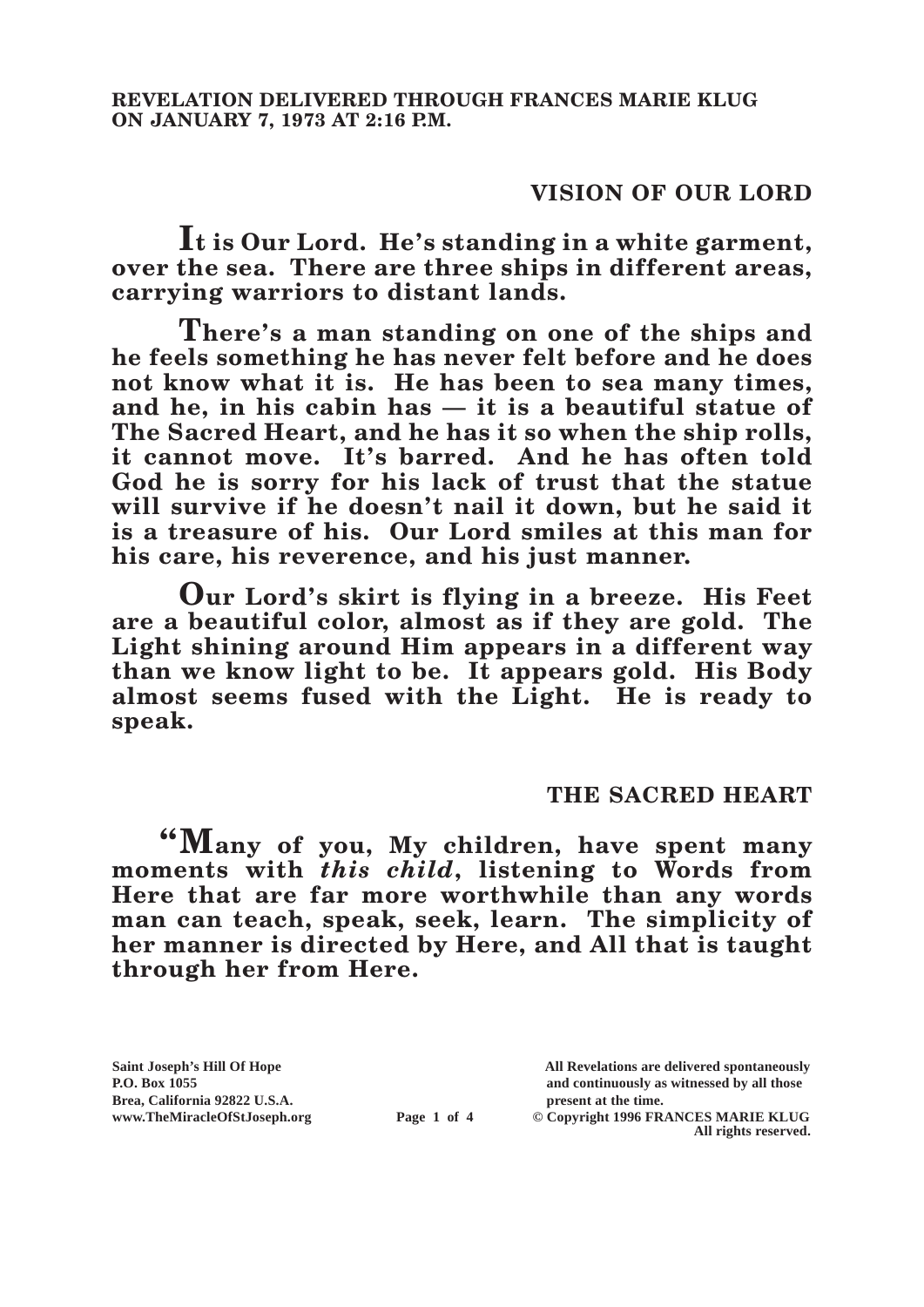**REVELATION DELIVERED THROUGH FRANCES MARIE KLUG ON JANUARY 7, 1973 AT 2:16 P.M.**

## VISION OF OUR LORD

**It is Our Lord. He's standing in a white garment, over the sea. There are three ships in different areas, carrying warriors to distant lands.**

**There's a man standing on one of the ships and he feels something he has never felt before and he does not know what it is. He has been to sea many times, and he, in his cabin has — it is a beautiful statue of The Sacred Heart, and he has it so when the ship rolls, it cannot move. It's barred. And he has often told God he is sorry for his lack of trust that the statue will survive if he doesn't nail it down, but he said it is a treasure of his. Our Lord smiles at this man for his care, his reverence, and his just manner.**

**Our Lord's skirt is flying in a breeze. His Feet are a beautiful color, almost as if they are gold. The Light shining around Him appears in a different way than we know light to be. It appears gold. His Body almost seems fused with the Light. He is ready to speak.**

## THE SACRED HEART

**"Many of you, My children, have spent many moments with *this child*, listening to Words from Here that are far more worthwhile than any words man can teach, speak, seek, learn. The simplicity of her manner is directed by Here, and All that is taught through her from Here.**

Saint Joseph's Hill Of Hope
P.O. Box 1055
Brea, California 92822 U.S.A.
www.TheMiracleOfStJoseph.org

All Revelations are delivered spontaneously and continuously as witnessed by all those present at the time.
© Copyright 1996 FRANCES MARIE KLUG
All rights reserved.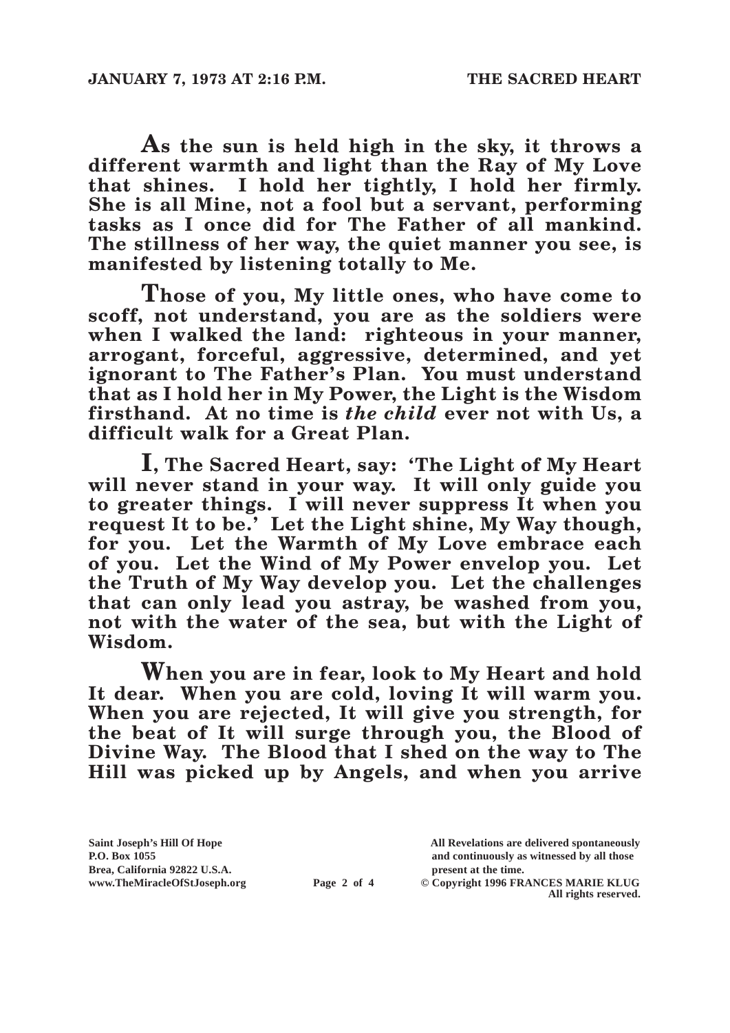**As the sun is held high in the sky, it throws a different warmth and light than the Ray of My Love that shines. I hold her tightly, I hold her firmly. She is all Mine, not a fool but a servant, performing tasks as I once did for The Father of all mankind. The stillness of her way, the quiet manner you see, is manifested by listening totally to Me.**

**Those of you, My little ones, who have come to scoff, not understand, you are as the soldiers were when I walked the land: righteous in your manner, arrogant, forceful, aggressive, determined, and yet ignorant to The Father's Plan. You must understand that as I hold her in My Power, the Light is the Wisdom firsthand. At no time is *the child* ever not with Us, a difficult walk for a Great Plan.**

**I, The Sacred Heart, say: 'The Light of My Heart will never stand in your way. It will only guide you to greater things. I will never suppress It when you request It to be.' Let the Light shine, My Way though, for you. Let the Warmth of My Love embrace each of you. Let the Wind of My Power envelop you. Let the Truth of My Way develop you. Let the challenges that can only lead you astray, be washed from you, not with the water of the sea, but with the Light of Wisdom.**

**When you are in fear, look to My Heart and hold It dear. When you are cold, loving It will warm you. When you are rejected, It will give you strength, for the beat of It will surge through you, the Blood of Divine Way. The Blood that I shed on the way to The Hill was picked up by Angels, and when you arrive**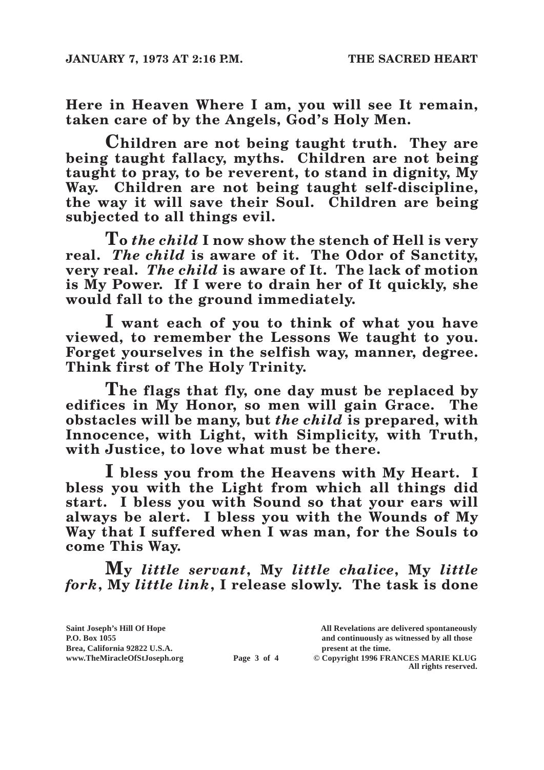**Here in Heaven Where I am, you will see It remain, taken care of by the Angels, God's Holy Men.**

**Children are not being taught truth. They are being taught fallacy, myths. Children are not being taught to pray, to be reverent, to stand in dignity, My Way. Children are not being taught self-discipline, the way it will save their Soul. Children are being subjected to all things evil.**

**To *the child* I now show the stench of Hell is very real. *The child* is aware of it. The Odor of Sanctity, very real. *The child* is aware of It. The lack of motion is My Power. If I were to drain her of It quickly, she would fall to the ground immediately.**

**I want each of you to think of what you have viewed, to remember the Lessons We taught to you. Forget yourselves in the selfish way, manner, degree. Think first of The Holy Trinity.**

**The flags that fly, one day must be replaced by edifices in My Honor, so men will gain Grace. The obstacles will be many, but *the child* is prepared, with Innocence, with Light, with Simplicity, with Truth, with Justice, to love what must be there.**

**I bless you from the Heavens with My Heart. I bless you with the Light from which all things did start. I bless you with Sound so that your ears will always be alert. I bless you with the Wounds of My Way that I suffered when I was man, for the Souls to come This Way.**

**My *little servant*, My *little chalice*, My *little fork*, My *little link*, I release slowly. The task is done**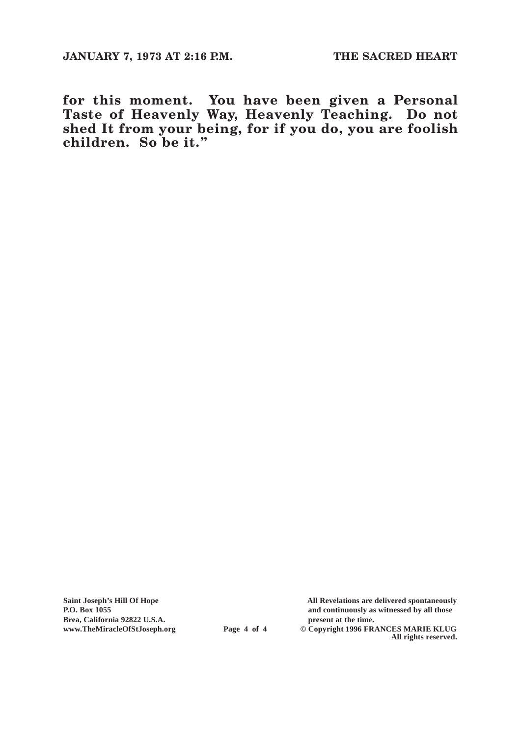**for this moment. You have been given a Personal Taste of Heavenly Way, Heavenly Teaching. Do not shed It from your being, for if you do, you are foolish children. So be it."**